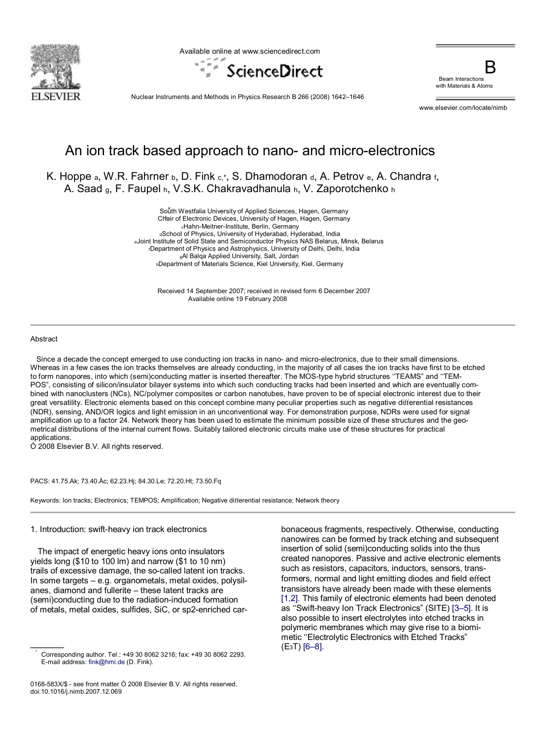# An ion track based approach to nano- and micro-electronics

K. Hoppe [a], W.R. Fahrner [b], D. Fink [c,*], S. Dhamodoran [d], A. Petrov [e], A. Chandra [f], A. Saad [g], F. Faupel [h], V.S.K. Chakravadhanula [h], V. Zaporotchenko [h]

[a] South Westfalia University of Applied Sciences, Hagen, Germany
[b] Chair of Electronic Devices, University of Hagen, Hagen, Germany
[c] Hahn-Meitner-Institute, Berlin, Germany
[d] School of Physics, University of Hyderabad, Hyderabad, India
[e] Joint Institute of Solid State and Semiconductor Physics NAS Belarus, Minsk, Belarus
[f] Department of Physics and Astrophysics, University of Delhi, Delhi, India
[g] Al Balqa Applied University, Salt, Jordan
[h] Department of Materials Science, Kiel University, Kiel, Germany

Received 14 September 2007; received in revised form 6 December 2007
Available online 19 February 2008

## Abstract

Since a decade the concept emerged to use conducting ion tracks in nano- and micro-electronics, due to their small dimensions. Whereas in a few cases the ion tracks themselves are already conducting, in the majority of all cases the ion tracks have first to be etched to form nanopores, into which (semi)conducting matter is inserted thereafter. The MOS-type hybrid structures ''TEAMS'' and ''TEMPOS'', consisting of silicon/insulator bilayer systems into which such conducting tracks had been inserted and which are eventually combined with nanoclusters (NCs), NC/polymer composites or carbon nanotubes, have proven to be of special electronic interest due to their great versatility. Electronic elements based on this concept combine many peculiar properties such as negative differential resistances (NDR), sensing, AND/OR logics and light emission in an unconventional way. For demonstration purpose, NDRs were used for signal amplification up to a factor 24. Network theory has been used to estimate the minimum possible size of these structures and the geometrical distributions of the internal current flows. Suitably tailored electronic circuits make use of these structures for practical applications.

© 2008 Elsevier B.V. All rights reserved.

PACS: 41.75.Ak; 73.40.Ac; 62.23.Hj; 84.30.Le; 72.20.Ht; 73.50.Fq

Keywords: Ion tracks; Electronics; TEMPOS; Amplification; Negative differential resistance; Network theory

## 1. Introduction: swift-heavy ion track electronics

The impact of energetic heavy ions onto insulators yields long (≈10 to 100 μm) and narrow (≈1 to 10 nm) trails of excessive damage, the so-called latent ion tracks. In some targets – e.g. organometals, metal oxides, polysilanes, diamond and fullerite – these latent tracks are (semi)conducting due to the radiation-induced formation of metals, metal oxides, sulfides, SiC, or sp2-enriched carbonaceous fragments, respectively. Otherwise, conducting nanowires can be formed by track etching and subsequent insertion of solid (semi)conducting solids into the thus created nanopores. Passive and active electronic elements such as resistors, capacitors, inductors, sensors, transformers, normal and light emitting diodes and field effect transistors have already been made with these elements [1,2]. This family of electronic elements had been denoted as ''Swift-heavy Ion Track Electronics'' (SITE) [3–5]. It is also possible to insert electrolytes into etched tracks in polymeric membranes which may give rise to a biomimetic ''Electrolytic Electronics with Etched Tracks'' ($E_3T$) [6–8].

\* Corresponding author. Tel.: +49 30 8062 3216; fax: +49 30 8062 2293. E-mail address: fink@hmi.de (D. Fink).

0168-583X/$ - see front matter © 2008 Elsevier B.V. All rights reserved.
doi:10.1016/j.nimb.2007.12.069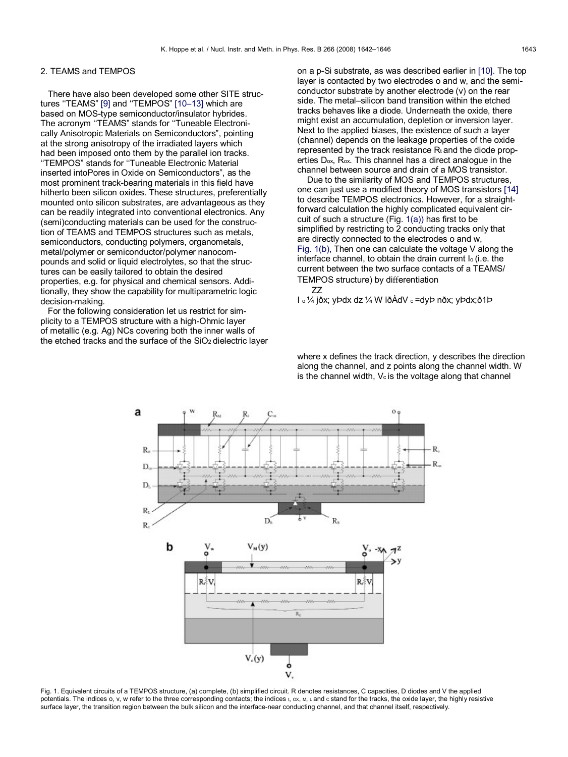## 2. TEAMS and TEMPOS

There have also been developed some other SITE structures "TEAMS" [9] and "TEMPOS" [10–13] which are based on MOS-type semiconductor/insulator hybrides. The acronym "TEAMS" stands for "Tuneable Electronically Anisotropic Materials on Semiconductors", pointing at the strong anisotropy of the irradiated layers which had been imposed onto them by the parallel ion tracks. "TEMPOS" stands for "Tuneable Electronic Material inserted intoPores in Oxide on Semiconductors", as the most prominent track-bearing materials in this field have hitherto been silicon oxides. These structures, preferentially mounted onto silicon substrates, are advantageous as they can be readily integrated into conventional electronics. Any (semi)conducting materials can be used for the construction of TEAMS and TEMPOS structures such as metals, semiconductors, conducting polymers, organometals, metal/polymer or semiconductor/polymer nanocompounds and solid or liquid electrolytes, so that the structures can be easily tailored to obtain the desired properties, e.g. for physical and chemical sensors. Additionally, they show the capability for multiparametric logic decision-making.

For the following consideration let us restrict for simplicity to a TEMPOS structure with a high-Ohmic layer of metallic (e.g. Ag) NCs covering both the inner walls of the etched tracks and the surface of the $SiO_2$ dielectric layer on a p-Si substrate, as was described earlier in [10]. The top layer is contacted by two electrodes o and w, and the semiconductor substrate by another electrode (v) on the rear side. The metal–silicon band transition within the etched tracks behaves like a diode. Underneath the oxide, there might exist an accumulation, depletion or inversion layer. Next to the applied biases, the existence of such a layer (channel) depends on the leakage properties of the oxide represented by the track resistance $R_t$ and the diode properties $D_{ox}$, $R_{ox}$. This channel has a direct analogue in the channel between source and drain of a MOS transistor.

Due to the similarity of MOS and TEMPOS structures, one can just use a modified theory of MOS transistors [14] to describe TEMPOS electronics. However, for a straightforward calculation the highly complicated equivalent circuit of such a structure (Fig. 1(a)) has first to be simplified by restricting to 2 conducting tracks only that are directly connected to the electrodes o and w, Fig. 1(b), Then one can calculate the voltage V along the interface channel, to obtain the drain current $I_o$ (i.e. the current between the two surface contacts of a TEAMS/TEMPOS structure) by differentiation

$$I_o = \iint j(x,y)\,dx\,dz = W \int \mu(-dV_c/dy)\,n(x,y)\,dx; \quad (1)$$

where x defines the track direction, y describes the direction along the channel, and z points along the channel width. W is the channel width, $V_c$ is the voltage along that channel

Fig. 1. Equivalent circuits of a TEMPOS structure, (a) complete, (b) simplified circuit. R denotes resistances, C capacities, D diodes and V the applied potentials. The indices o, v, w refer to the three corresponding contacts; the indices t, ox, M, L and c stand for the tracks, the oxide layer, the highly resistive surface layer, the transition region between the bulk silicon and the interface-near conducting channel, and that channel itself, respectively.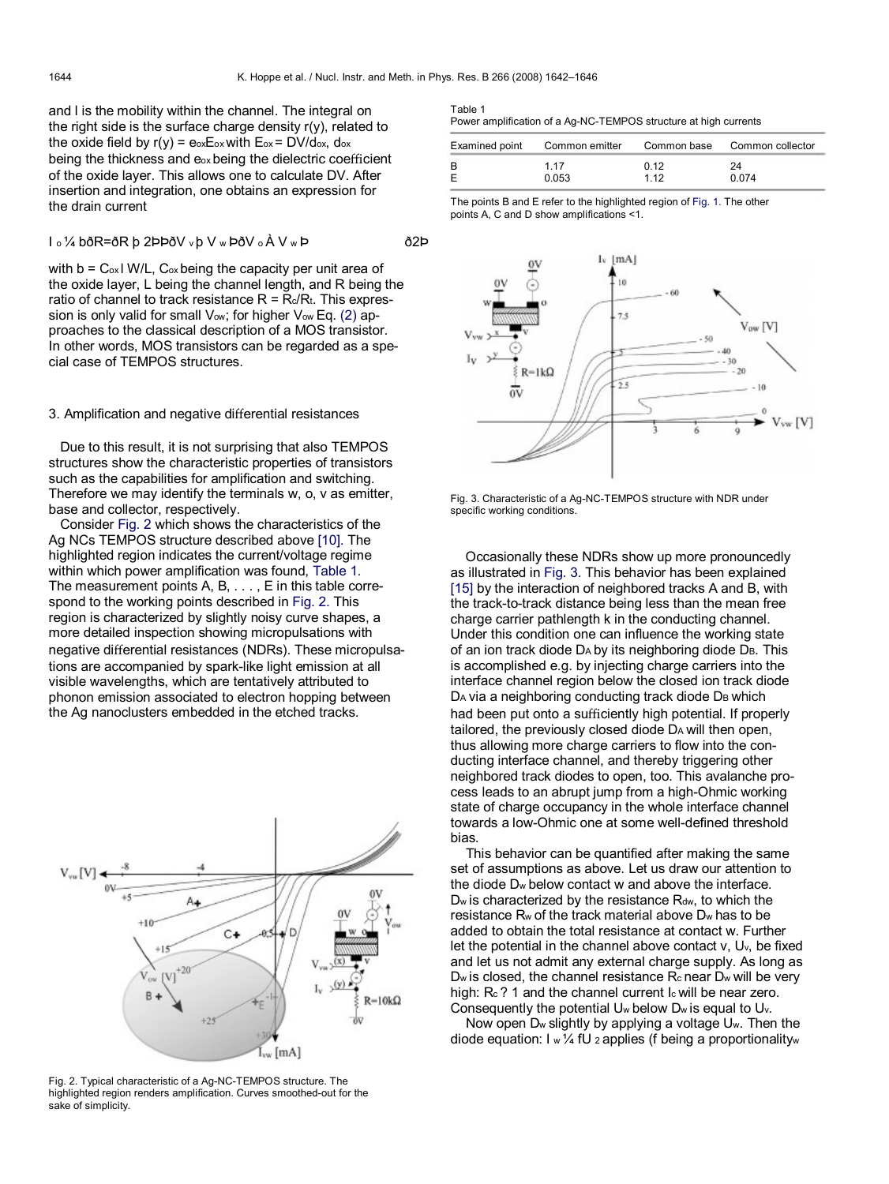and μ is the mobility within the channel. The integral on the right side is the surface charge density $\sigma(y)$, related to the oxide field by $\sigma(y) = \varepsilon_{ox}E_{ox}$ with $E_{ox} = \Delta V/d_{ox}$, $d_{ox}$ being the thickness and $\varepsilon_{ox}$ being the dielectric coefficient of the oxide layer. This allows one to calculate $\Delta V$. After insertion and integration, one obtains an expression for the drain current

$$I_o = b(R/(R+2))(V_v + V_w)(V_o - V_w) \quad (2)$$

with $b = C_{ox}\mu W/L$, $C_{ox}$ being the capacity per unit area of the oxide layer, L being the channel length, and R being the ratio of channel to track resistance $R = R_c/R_t$. This expression is only valid for small $V_{ow}$; for higher $V_{ow}$ Eq. (2) approaches to the classical description of a MOS transistor. In other words, MOS transistors can be regarded as a special case of TEMPOS structures.

## 3. Amplification and negative differential resistances

Due to this result, it is not surprising that also TEMPOS structures show the characteristic properties of transistors such as the capabilities for amplification and switching. Therefore we may identify the terminals w, o, v as emitter, base and collector, respectively.

Consider Fig. 2 which shows the characteristics of the Ag NCs TEMPOS structure described above [10]. The highlighted region indicates the current/voltage regime within which power amplification was found, Table 1. The measurement points A, B, . . . , E in this table correspond to the working points described in Fig. 2. This region is characterized by slightly noisy curve shapes, a more detailed inspection showing micropulsations with negative differential resistances (NDRs). These micropulsations are accompanied by spark-like light emission at all visible wavelengths, which are tentatively attributed to phonon emission associated to electron hopping between the Ag nanoclusters embedded in the etched tracks.

Fig. 2. Typical characteristic of a Ag-NC-TEMPOS structure. The highlighted region renders amplification. Curves smoothed-out for the sake of simplicity.

Table 1
Power amplification of a Ag-NC-TEMPOS structure at high currents

| Examined point | Common emitter | Common base | Common collector |
|---|---|---|---|
| B | 1.17 | 0.12 | 24 |
| E | 0.053 | 1.12 | 0.074 |

The points B and E refer to the highlighted region of Fig. 1. The other points A, C and D show amplifications <1.

Fig. 3. Characteristic of a Ag-NC-TEMPOS structure with NDR under specific working conditions.

Occasionally these NDRs show up more pronouncedly as illustrated in Fig. 3. This behavior has been explained [15] by the interaction of neighbored tracks A and B, with the track-to-track distance being less than the mean free charge carrier pathlength λ in the conducting channel. Under this condition one can influence the working state of an ion track diode $D_A$ by its neighboring diode $D_B$. This is accomplished e.g. by injecting charge carriers into the interface channel region below the closed ion track diode $D_A$ via a neighboring conducting track diode $D_B$ which had been put onto a sufficiently high potential. If properly tailored, the previously closed diode $D_A$ will then open, thus allowing more charge carriers to flow into the conducting interface channel, and thereby triggering other neighbored track diodes to open, too. This avalanche process leads to an abrupt jump from a high-Ohmic working state of charge occupancy in the whole interface channel towards a low-Ohmic one at some well-defined threshold bias.

This behavior can be quantified after making the same set of assumptions as above. Let us draw our attention to the diode $D_w$ below contact w and above the interface. $D_w$ is characterized by the resistance $R_{dw}$, to which the resistance $R_w$ of the track material above $D_w$ has to be added to obtain the total resistance at contact w. Further let the potential in the channel above contact v, $U_v$, be fixed and let us not admit any external charge supply. As long as $D_w$ is closed, the channel resistance $R_c$ near $D_w$ will be very high: $R_c \to \infty$ and the channel current $I_c$ will be near zero. Consequently the potential $U_w$ below $D_w$ is equal to $U_v$.

Now open $D_w$ slightly by applying a voltage $U_w$. Then the diode equation: $I_w = fU_w^2$ applies (f being a proportionality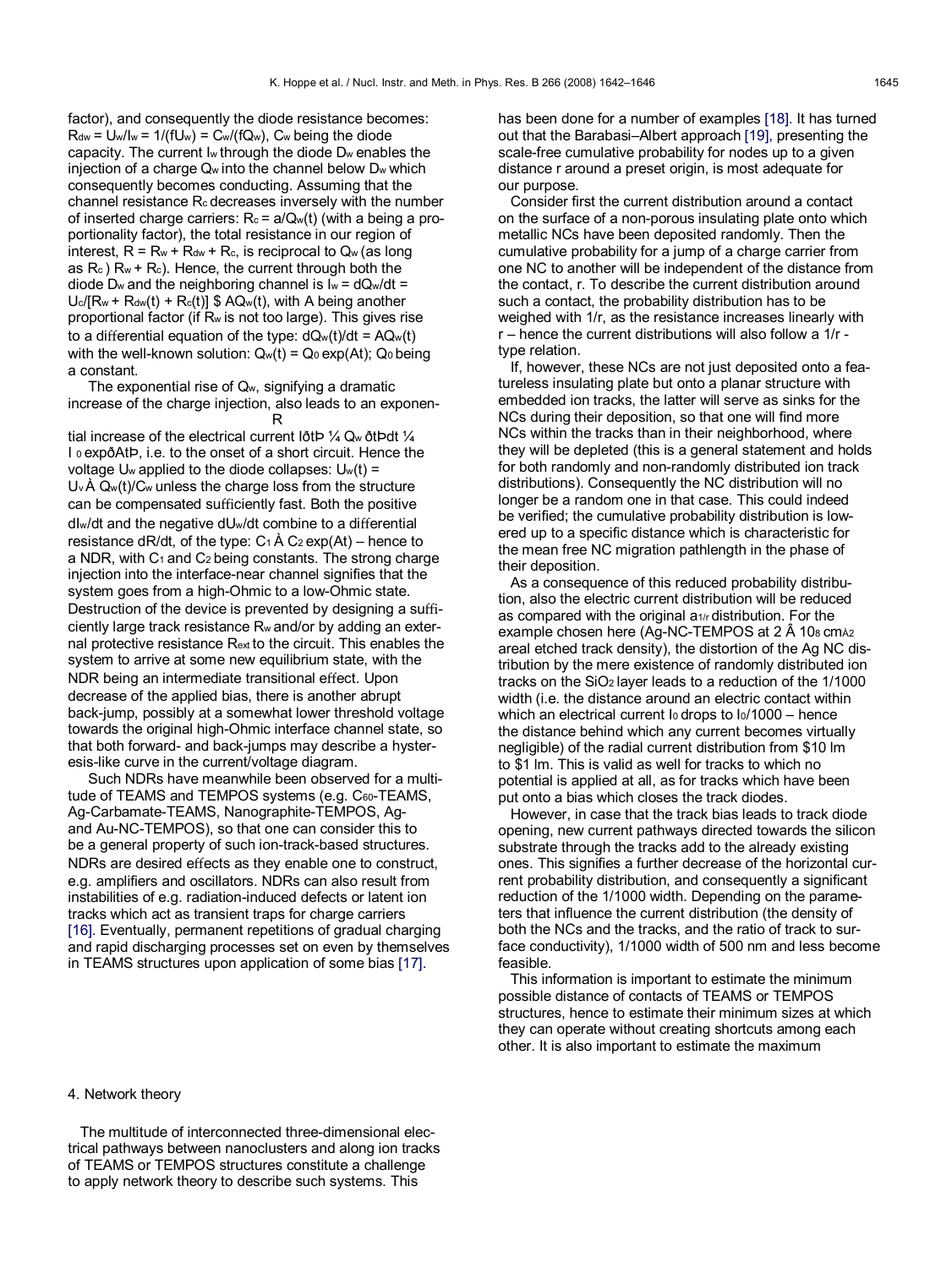factor), and consequently the diode resistance becomes: $R_{dw} = U_w/I_w = 1/(fU_w) = C_w/(fQ_w)$, $C_w$ being the diode capacity. The current $I_w$ through the diode $D_w$ enables the injection of a charge $Q_w$ into the channel below $D_w$ which consequently becomes conducting. Assuming that the channel resistance $R_c$ decreases inversely with the number of inserted charge carriers: $R_c = a/Q_w(t)$ (with a being a proportionality factor), the total resistance in our region of interest, $R = R_w + R_{dw} + R_c$, is reciprocal to $Q_w$ (as long as $R_c \gg R_w + R_c$). Hence, the current through both the diode $D_w$ and the neighboring channel is $I_w = dQ_w/dt = U_c/[R_w + R_{dw}(t) + R_c(t)] \approx AQ_w(t)$, with A being another proportional factor (if $R_w$ is not too large). This gives rise to a differential equation of the type: $dQ_w(t)/dt = AQ_w(t)$ with the well-known solution: $Q_w(t) = Q_0 \exp(At)$; $Q_0$ being a constant.

The exponential rise of $Q_w$, signifying a dramatic increase of the charge injection, also leads to an exponential increase of the electrical current $I(t) = \int Q_w(t)dt = I_0 \exp(At)$, i.e. to the onset of a short circuit. Hence the voltage $U_w$ applied to the diode collapses: $U_w(t) = U_v - Q_w(t)/C_w$ unless the charge loss from the structure can be compensated sufficiently fast. Both the positive $dI_w/dt$ and the negative $dU_w/dt$ combine to a differential resistance $dR/dt$, of the type: $C_1 - C_2 \exp(At)$ – hence to a NDR, with $C_1$ and $C_2$ being constants. The strong charge injection into the interface-near channel signifies that the system goes from a high-Ohmic to a low-Ohmic state. Destruction of the device is prevented by designing a sufficiently large track resistance $R_w$ and/or by adding an external protective resistance $R_{ext}$ to the circuit. This enables the system to arrive at some new equilibrium state, with the NDR being an intermediate transitional effect. Upon decrease of the applied bias, there is another abrupt back-jump, possibly at a somewhat lower threshold voltage towards the original high-Ohmic interface channel state, so that both forward- and back-jumps may describe a hysteresis-like curve in the current/voltage diagram.

Such NDRs have meanwhile been observed for a multitude of TEAMS and TEMPOS systems (e.g. $C_{60}$-TEAMS, Ag-Carbamate-TEAMS, Nanographite-TEMPOS, Ag- and Au-NC-TEMPOS), so that one can consider this to be a general property of such ion-track-based structures. NDRs are desired effects as they enable one to construct, e.g. amplifiers and oscillators. NDRs can also result from instabilities of e.g. radiation-induced defects or latent ion tracks which act as transient traps for charge carriers [16]. Eventually, permanent repetitions of gradual charging and rapid discharging processes set on even by themselves in TEAMS structures upon application of some bias [17].

## 4. Network theory

The multitude of interconnected three-dimensional electrical pathways between nanoclusters and along ion tracks of TEAMS or TEMPOS structures constitute a challenge to apply network theory to describe such systems. This has been done for a number of examples [18]. It has turned out that the Barabasi–Albert approach [19], presenting the scale-free cumulative probability for nodes up to a given distance r around a preset origin, is most adequate for our purpose.

Consider first the current distribution around a contact on the surface of a non-porous insulating plate onto which metallic NCs have been deposited randomly. Then the cumulative probability for a jump of a charge carrier from one NC to another will be independent of the distance from the contact, r. To describe the current distribution around such a contact, the probability distribution has to be weighed with 1/r, as the resistance increases linearly with r – hence the current distributions will also follow a 1/r - type relation.

If, however, these NCs are not just deposited onto a featureless insulating plate but onto a planar structure with embedded ion tracks, the latter will serve as sinks for the NCs during their deposition, so that one will find more NCs within the tracks than in their neighborhood, where they will be depleted (this is a general statement and holds for both randomly and non-randomly distributed ion track distributions). Consequently the NC distribution will no longer be a random one in that case. This could indeed be verified; the cumulative probability distribution is lowered up to a specific distance which is characteristic for the mean free NC migration pathlength in the phase of their deposition.

As a consequence of this reduced probability distribution, also the electric current distribution will be reduced as compared with the original $\propto 1/r$ distribution. For the example chosen here (Ag-NC-TEMPOS at $2 \times 10^8$ $cm^{-2}$ areal etched track density), the distortion of the Ag NC distribution by the mere existence of randomly distributed ion tracks on the $SiO_2$ layer leads to a reduction of the 1/1000 width (i.e. the distance around an electric contact within which an electrical current $I_0$ drops to $I_0/1000$ – hence the distance behind which any current becomes virtually negligible) of the radial current distribution from ≈10 μm to ≈1 μm. This is valid as well for tracks to which no potential is applied at all, as for tracks which have been put onto a bias which closes the track diodes.

However, in case that the track bias leads to track diode opening, new current pathways directed towards the silicon substrate through the tracks add to the already existing ones. This signifies a further decrease of the horizontal current probability distribution, and consequently a significant reduction of the 1/1000 width. Depending on the parameters that influence the current distribution (the density of both the NCs and the tracks, and the ratio of track to surface conductivity), 1/1000 width of 500 nm and less become feasible.

This information is important to estimate the minimum possible distance of contacts of TEAMS or TEMPOS structures, hence to estimate their minimum sizes at which they can operate without creating shortcuts among each other. It is also important to estimate the maximum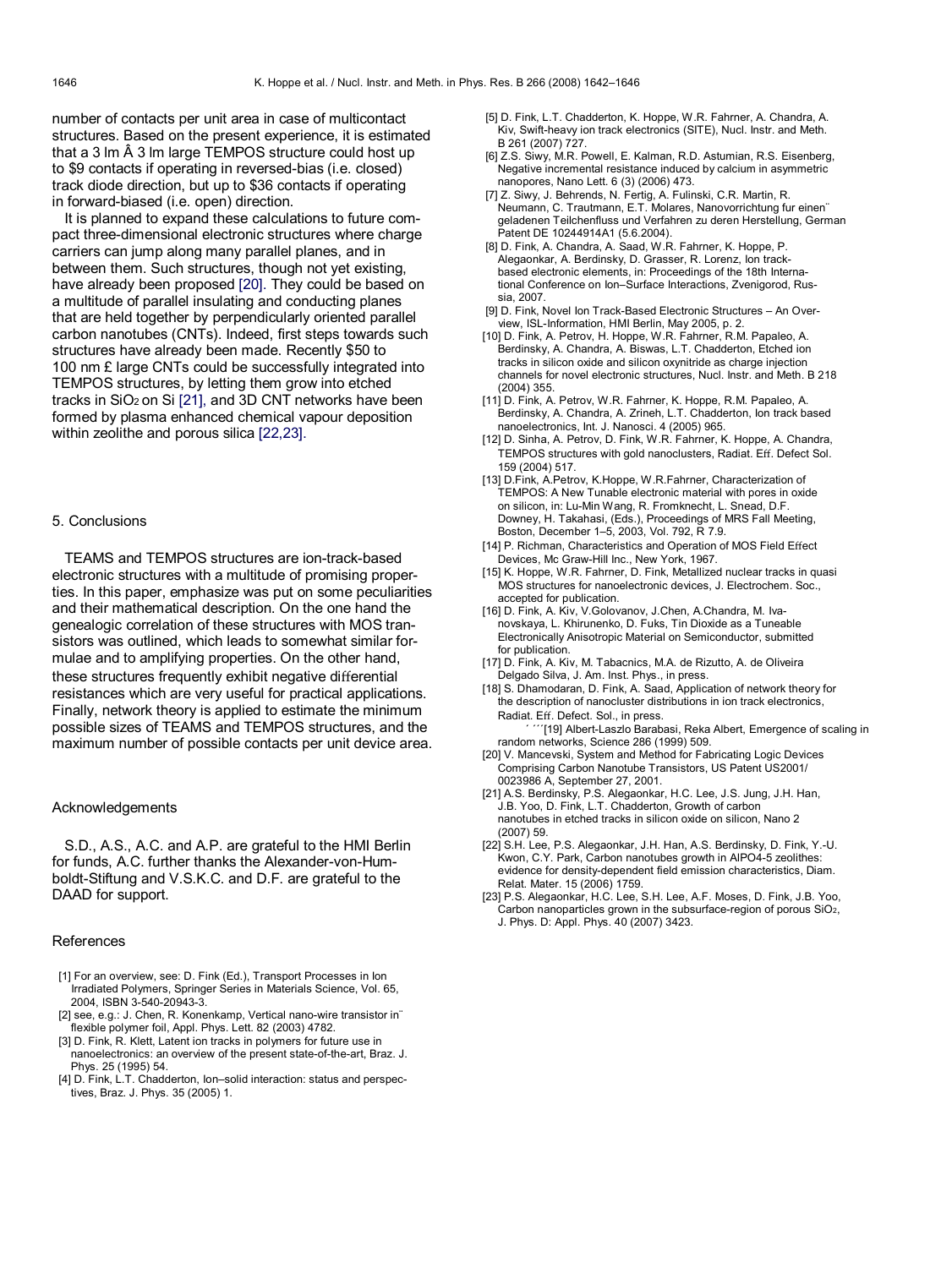number of contacts per unit area in case of multicontact structures. Based on the present experience, it is estimated that a 3 lm Â 3 lm large TEMPOS structure could host up to $9 contacts if operating in reversed-bias (i.e. closed) track diode direction, but up to $36 contacts if operating in forward-biased (i.e. open) direction.

It is planned to expand these calculations to future compact three-dimensional electronic structures where charge carriers can jump along many parallel planes, and in between them. Such structures, though not yet existing, have already been proposed [20]. They could be based on a multitude of parallel insulating and conducting planes that are held together by perpendicularly oriented parallel carbon nanotubes (CNTs). Indeed, first steps towards such structures have already been made. Recently $50 to 100 nm £ large CNTs could be successfully integrated into TEMPOS structures, by letting them grow into etched tracks in $SiO_2$ on Si [21], and 3D CNT networks have been formed by plasma enhanced chemical vapour deposition within zeolithe and porous silica [22,23].

## 5. Conclusions

TEAMS and TEMPOS structures are ion-track-based electronic structures with a multitude of promising properties. In this paper, emphasize was put on some peculiarities and their mathematical description. On the one hand the genealogic correlation of these structures with MOS transistors was outlined, which leads to somewhat similar formulae and to amplifying properties. On the other hand, these structures frequently exhibit negative differential resistances which are very useful for practical applications. Finally, network theory is applied to estimate the minimum possible sizes of TEAMS and TEMPOS structures, and the maximum number of possible contacts per unit device area.

## Acknowledgements

S.D., A.S., A.C. and A.P. are grateful to the HMI Berlin for funds, A.C. further thanks the Alexander-von-Humboldt-Stiftung and V.S.K.C. and D.F. are grateful to the DAAD for support.

## References

[1] For an overview, see: D. Fink (Ed.), Transport Processes in Ion Irradiated Polymers, Springer Series in Materials Science, Vol. 65, 2004, ISBN 3-540-20943-3.

[2] see, e.g.: J. Chen, R. Konenkamp, Vertical nano-wire transistor in flexible polymer foil, Appl. Phys. Lett. 82 (2003) 4782.

[3] D. Fink, R. Klett, Latent ion tracks in polymers for future use in nanoelectronics: an overview of the present state-of-the-art, Braz. J. Phys. 25 (1995) 54.

[4] D. Fink, L.T. Chadderton, Ion–solid interaction: status and perspectives, Braz. J. Phys. 35 (2005) 1.

[5] D. Fink, L.T. Chadderton, K. Hoppe, W.R. Fahrner, A. Chandra, A. Kiv, Swift-heavy ion track electronics (SITE), Nucl. Instr. and Meth. B 261 (2007) 727.

[6] Z.S. Siwy, M.R. Powell, E. Kalman, R.D. Astumian, R.S. Eisenberg, Negative incremental resistance induced by calcium in asymmetric nanopores, Nano Lett. 6 (3) (2006) 473.

[7] Z. Siwy, J. Behrends, N. Fertig, A. Fulinski, C.R. Martin, R. Neumann, C. Trautmann, E.T. Molares, Nanovorrichtung fur einen geladenen Teilchenfluss und Verfahren zu deren Herstellung, German Patent DE 10244914A1 (5.6.2004).

[8] D. Fink, A. Chandra, A. Saad, W.R. Fahrner, K. Hoppe, P. Alegaonkar, A. Berdinsky, D. Grasser, R. Lorenz, Ion track-based electronic elements, in: Proceedings of the 18th International Conference on Ion–Surface Interactions, Zvenigorod, Russia, 2007.

[9] D. Fink, Novel Ion Track-Based Electronic Structures – An Overview, ISL-Information, HMI Berlin, May 2005, p. 2.

[10] D. Fink, A. Petrov, H. Hoppe, W.R. Fahrner, R.M. Papaleo, A. Berdinsky, A. Chandra, A. Biswas, L.T. Chadderton, Etched ion tracks in silicon oxide and silicon oxynitride as charge injection channels for novel electronic structures, Nucl. Instr. and Meth. B 218 (2004) 355.

[11] D. Fink, A. Petrov, W.R. Fahrner, K. Hoppe, R.M. Papaleo, A. Berdinsky, A. Chandra, A. Zrineh, L.T. Chadderton, Ion track based nanoelectronics, Int. J. Nanosci. 4 (2005) 965.

[12] D. Sinha, A. Petrov, D. Fink, W.R. Fahrner, K. Hoppe, A. Chandra, TEMPOS structures with gold nanoclusters, Radiat. Eff. Defect Sol. 159 (2004) 517.

[13] D.Fink, A.Petrov, K.Hoppe, W.R.Fahrner, Characterization of TEMPOS: A New Tunable electronic material with pores in oxide on silicon, in: Lu-Min Wang, R. Fromknecht, L. Snead, D.F. Downey, H. Takahasi, (Eds.), Proceedings of MRS Fall Meeting, Boston, December 1–5, 2003, Vol. 792, R 7.9.

[14] P. Richman, Characteristics and Operation of MOS Field Effect Devices, Mc Graw-Hill Inc., New York, 1967.

[15] K. Hoppe, W.R. Fahrner, D. Fink, Metallized nuclear tracks in quasi MOS structures for nanoelectronic devices, J. Electrochem. Soc., accepted for publication.

[16] D. Fink, A. Kiv, V.Golovanov, J.Chen, A.Chandra, M. Ivanovskaya, L. Khirunenko, D. Fuks, Tin Dioxide as a Tuneable Electronically Anisotropic Material on Semiconductor, submitted for publication.

[17] D. Fink, A. Kiv, M. Tabacnics, M.A. de Rizutto, A. de Oliveira Delgado Silva, J. Am. Inst. Phys., in press.

[18] S. Dhamodaran, D. Fink, A. Saad, Application of network theory for the description of nanocluster distributions in ion track electronics, Radiat. Eff. Defect. Sol., in press.

[19] Albert-Laszlo Barabasi, Reka Albert, Emergence of scaling in random networks, Science 286 (1999) 509.

[20] V. Mancevski, System and Method for Fabricating Logic Devices Comprising Carbon Nanotube Transistors, US Patent US2001/0023986 A, September 27, 2001.

[21] A.S. Berdinsky, P.S. Alegaonkar, H.C. Lee, J.S. Jung, J.H. Han, J.B. Yoo, D. Fink, L.T. Chadderton, Growth of carbon nanotubes in etched tracks in silicon oxide on silicon, Nano 2 (2007) 59.

[22] S.H. Lee, P.S. Alegaonkar, J.H. Han, A.S. Berdinsky, D. Fink, Y.-U. Kwon, C.Y. Park, Carbon nanotubes growth in AlPO4-5 zeolithes: evidence for density-dependent field emission characteristics, Diam. Relat. Mater. 15 (2006) 1759.

[23] P.S. Alegaonkar, H.C. Lee, S.H. Lee, A.F. Moses, D. Fink, J.B. Yoo, Carbon nanoparticles grown in the subsurface-region of porous $SiO_2$, J. Phys. D: Appl. Phys. 40 (2007) 3423.